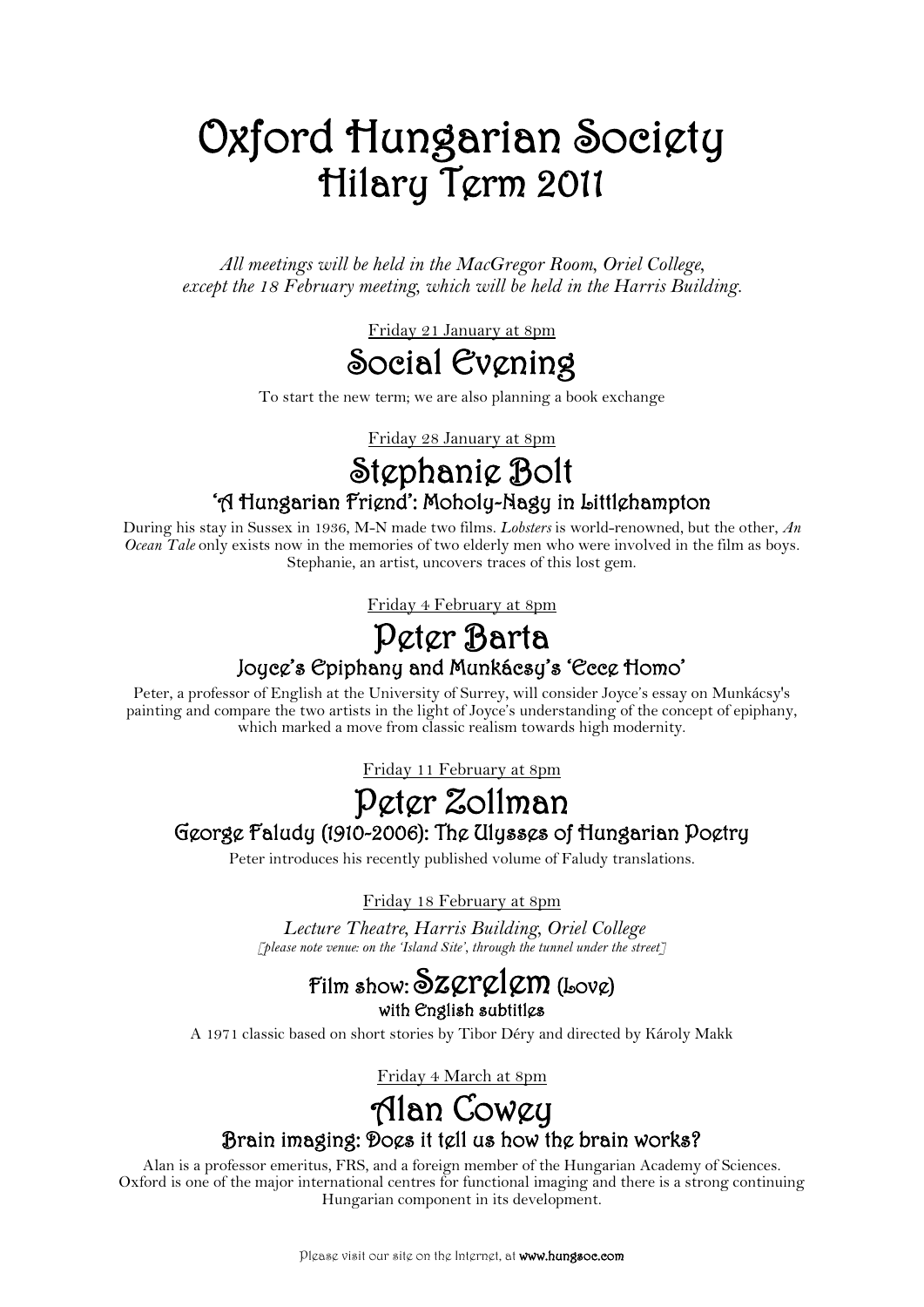# Oxford Hungarian Society
## Hilary Term 2011

*All meetings will be held in the MacGregor Room, Oriel College, except the 18 February meeting, which will be held in the Harris Building.*

Friday 21 January at 8pm

## Social Evening

To start the new term; we are also planning a book exchange

Friday 28 January at 8pm

## Stephanie Bolt

### 'A Hungarian Friend': Moholy-Nagy in Littlehampton

During his stay in Sussex in 1936, M-N made two films. *Lobsters* is world-renowned, but the other, *An Ocean Tale* only exists now in the memories of two elderly men who were involved in the film as boys. Stephanie, an artist, uncovers traces of this lost gem.

Friday 4 February at 8pm

## Peter Barta

### Joyce's Epiphany and Munkácsy's 'Ecce Homo'

Peter, a professor of English at the University of Surrey, will consider Joyce's essay on Munkácsy's painting and compare the two artists in the light of Joyce's understanding of the concept of epiphany, which marked a move from classic realism towards high modernity.

Friday 11 February at 8pm

## Peter Zollman

### George Faludy (1910-2006): The Ulysses of Hungarian Poetry

Peter introduces his recently published volume of Faludy translations.

Friday 18 February at 8pm

*Lecture Theatre, Harris Building, Oriel College*
*[please note venue: on the 'Island Site', through the tunnel under the street]*

## Film show: Szerelem (Love)

### with English subtitles

A 1971 classic based on short stories by Tibor Déry and directed by Károly Makk

Friday 4 March at 8pm

## Alan Cowey

### Brain imaging: Does it tell us how the brain works?

Alan is a professor emeritus, FRS, and a foreign member of the Hungarian Academy of Sciences. Oxford is one of the major international centres for functional imaging and there is a strong continuing Hungarian component in its development.

Please visit our site on the Internet, at **www.hungsoc.com**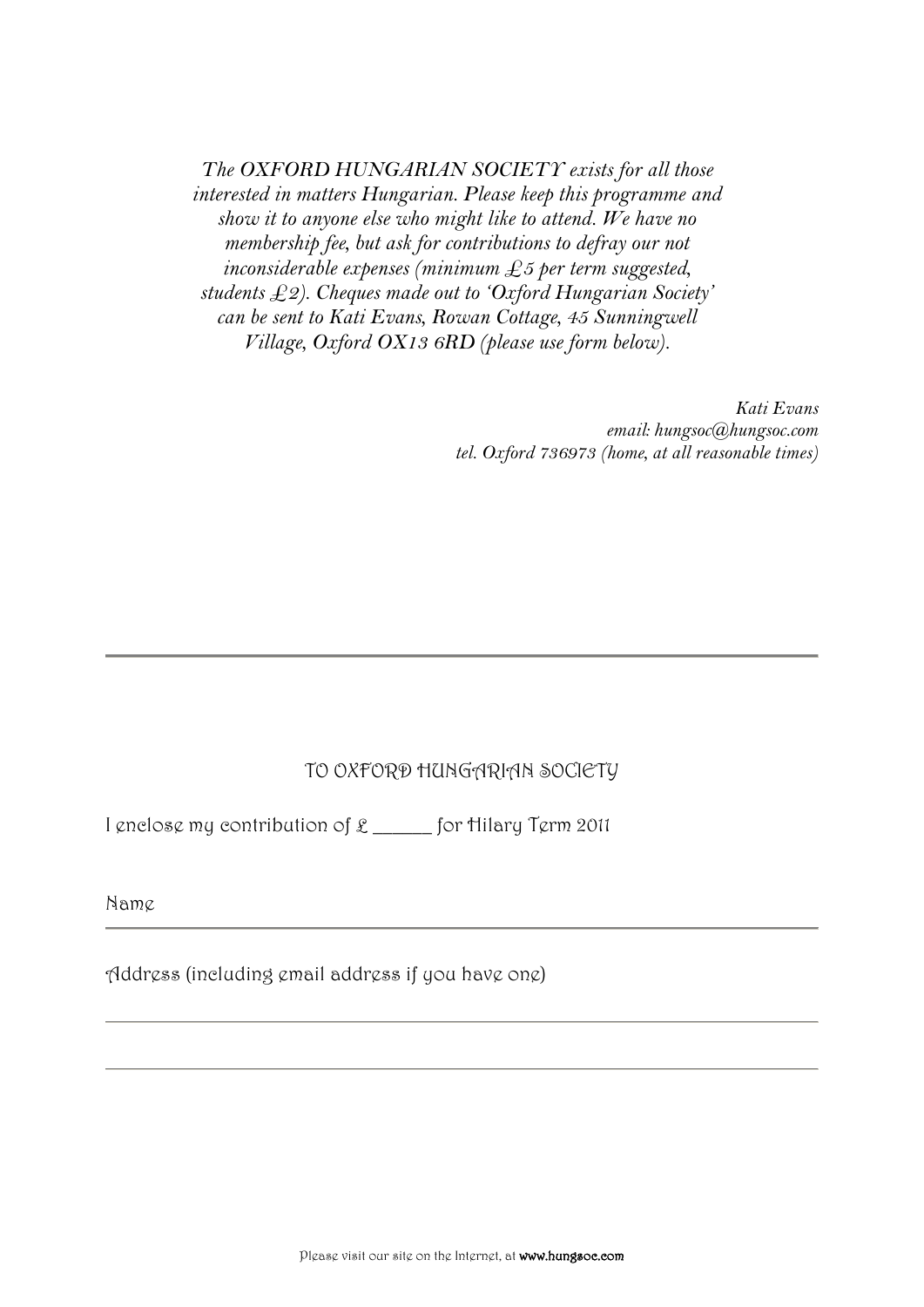*The OXFORD HUNGARIAN SOCIETY exists for all those interested in matters Hungarian. Please keep this programme and show it to anyone else who might like to attend. We have no membership fee, but ask for contributions to defray our not inconsiderable expenses (minimum £5 per term suggested, students £2). Cheques made out to 'Oxford Hungarian Society' can be sent to Kati Evans, Rowan Cottage, 45 Sunningwell Village, Oxford OX13 6RD (please use form below).*

*Kati Evans*
*email: hungsoc@hungsoc.com*
*tel. Oxford 736973 (home, at all reasonable times)*

---

TO OXFORD HUNGARIAN SOCIETY

I enclose my contribution of £ ______ for Hilary Term 2011

Name ____________________________________________

Address (including email address if you have one)

____________________________________________

____________________________________________

Please visit our site on the Internet, at **www.hungsoc.com**